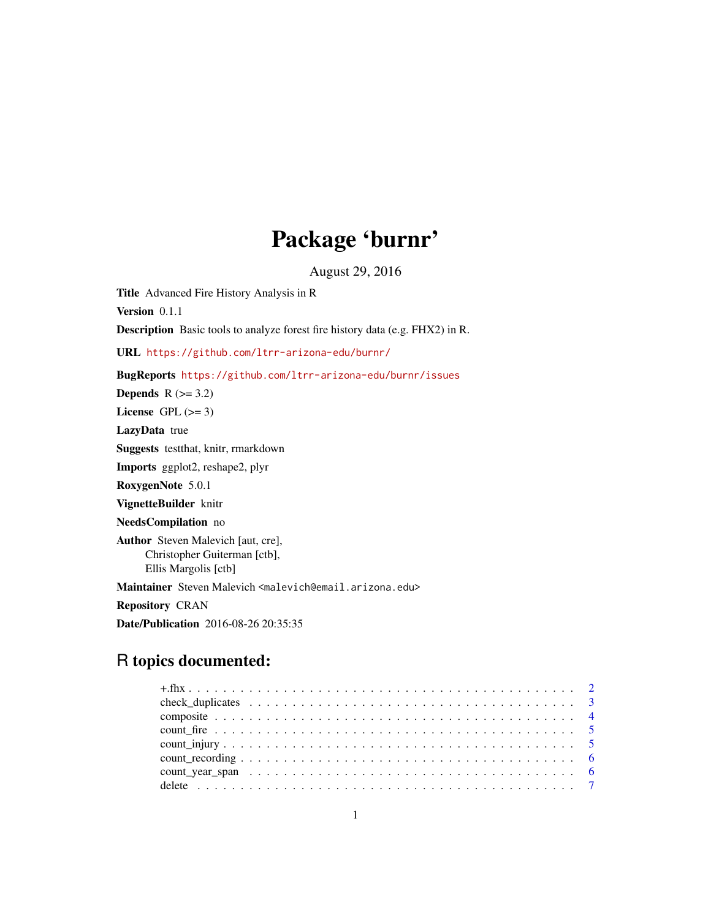# Package 'burnr'

August 29, 2016

**Title** Advanced Fire History Analysis in R

**Version** 0.1.1

**Description** Basic tools to analyze forest fire history data (e.g. FHX2) in R.

**URL** https://github.com/ltrr-arizona-edu/burnr/

**BugReports** https://github.com/ltrr-arizona-edu/burnr/issues

**Depends** R (>= 3.2)

**License** GPL (>= 3)

**LazyData** true

**Suggests** testthat, knitr, rmarkdown

**Imports** ggplot2, reshape2, plyr

**RoxygenNote** 5.0.1

**VignetteBuilder** knitr

**NeedsCompilation** no

**Author** Steven Malevich [aut, cre],
Christopher Guiterman [ctb],
Ellis Margolis [ctb]

**Maintainer** Steven Malevich <malevich@email.arizona.edu>

**Repository** CRAN

**Date/Publication** 2016-08-26 20:35:35

## R topics documented:

+.fhx . . . . . . . . . . . . . . . . . . . . . . . . . . . . . . . . . . . . . . . . . . 2
check_duplicates . . . . . . . . . . . . . . . . . . . . . . . . . . . . . . . . . . . . 3
composite . . . . . . . . . . . . . . . . . . . . . . . . . . . . . . . . . . . . . . . 4
count_fire . . . . . . . . . . . . . . . . . . . . . . . . . . . . . . . . . . . . . . . 5
count_injury . . . . . . . . . . . . . . . . . . . . . . . . . . . . . . . . . . . . . . 5
count_recording . . . . . . . . . . . . . . . . . . . . . . . . . . . . . . . . . . . . 6
count_year_span . . . . . . . . . . . . . . . . . . . . . . . . . . . . . . . . . . . . 6
delete . . . . . . . . . . . . . . . . . . . . . . . . . . . . . . . . . . . . . . . . . 7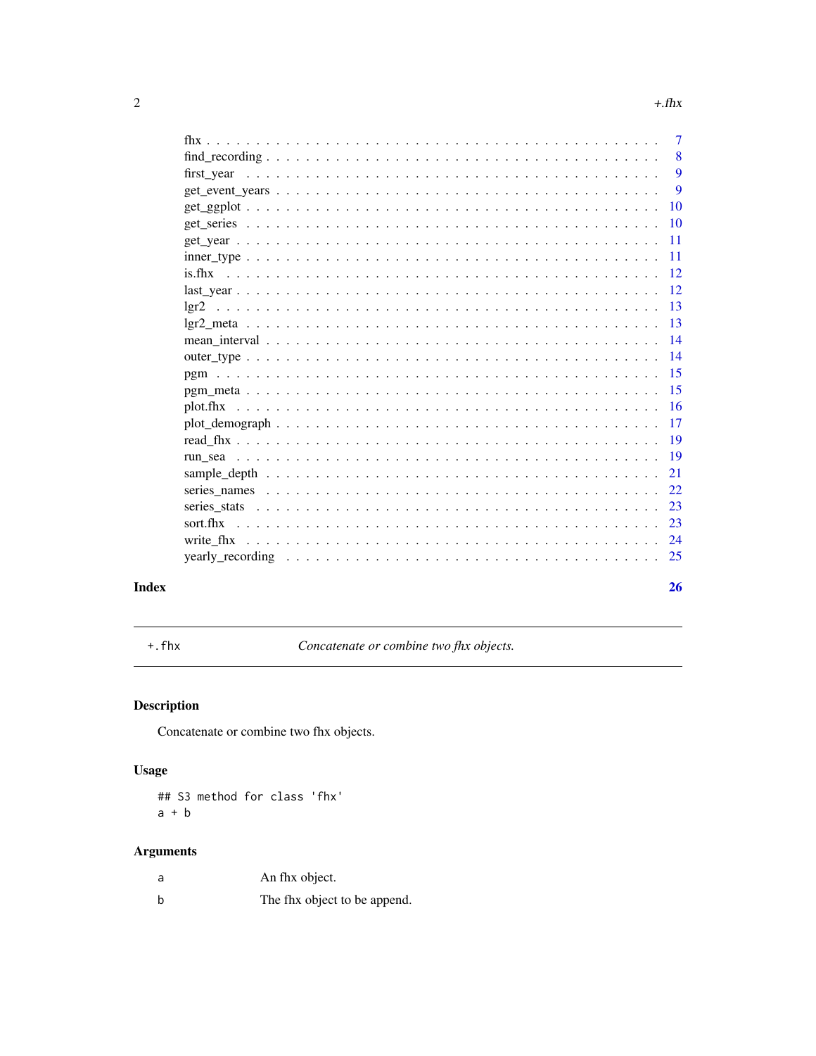| | |
|---|---|
| fhx | 7 |
| find_recording | 8 |
| first_year | 9 |
| get_event_years | 9 |
| get_ggplot | 10 |
| get_series | 10 |
| get_year | 11 |
| inner_type | 11 |
| is.fhx | 12 |
| last_year | 12 |
| lgr2 | 13 |
| lgr2_meta | 13 |
| mean_interval | 14 |
| outer_type | 14 |
| pgm | 15 |
| pgm_meta | 15 |
| plot.fhx | 16 |
| plot_demograph | 17 |
| read_fhx | 19 |
| run_sea | 19 |
| sample_depth | 21 |
| series_names | 22 |
| series_stats | 23 |
| sort.fhx | 23 |
| write_fhx | 24 |
| yearly_recording | 25 |

**Index** **26**

---

`+.fhx` *Concatenate or combine two fhx objects.*

---

## Description

Concatenate or combine two fhx objects.

## Usage

```
## S3 method for class 'fhx'
a + b
```

## Arguments

| | |
|---|---|
| a | An fhx object. |
| b | The fhx object to be append. |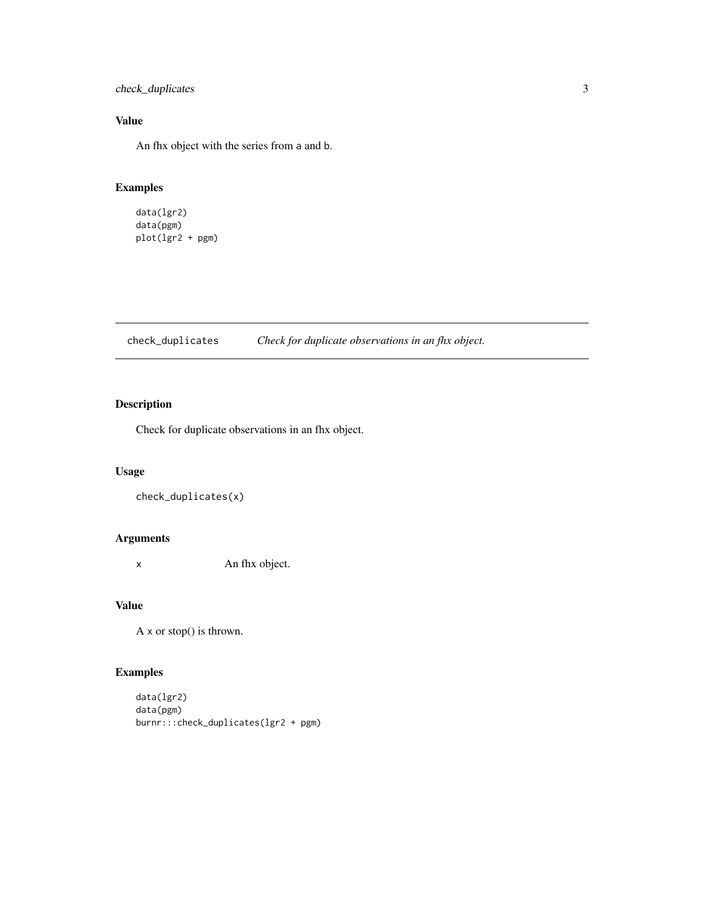### Value

An fhx object with the series from a and b.

### Examples

```
data(lgr2)
data(pgm)
plot(lgr2 + pgm)
```

---

## check_duplicates *Check for duplicate observations in an fhx object.*

---

### Description

Check for duplicate observations in an fhx object.

### Usage

```
check_duplicates(x)
```

### Arguments

x An fhx object.

### Value

A x or stop() is thrown.

### Examples

```
data(lgr2)
data(pgm)
burnr:::check_duplicates(lgr2 + pgm)
```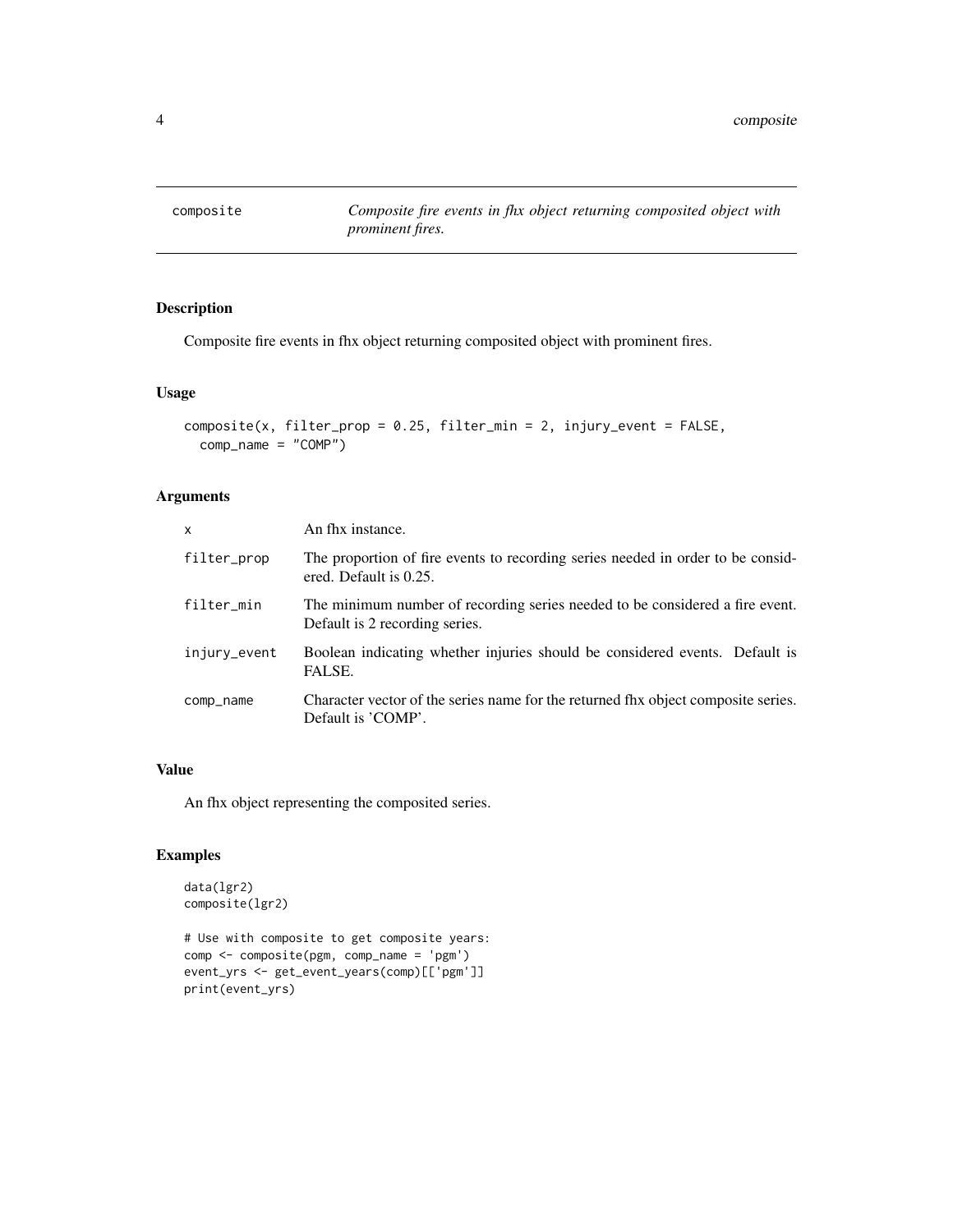# composite

*Composite fire events in fhx object returning composited object with prominent fires.*

## Description

Composite fire events in fhx object returning composited object with prominent fires.

## Usage

```
composite(x, filter_prop = 0.25, filter_min = 2, injury_event = FALSE,
  comp_name = "COMP")
```

## Arguments

| | |
|---|---|
| x | An fhx instance. |
| filter_prop | The proportion of fire events to recording series needed in order to be considered. Default is 0.25. |
| filter_min | The minimum number of recording series needed to be considered a fire event. Default is 2 recording series. |
| injury_event | Boolean indicating whether injuries should be considered events. Default is FALSE. |
| comp_name | Character vector of the series name for the returned fhx object composite series. Default is 'COMP'. |

## Value

An fhx object representing the composited series.

## Examples

```
data(lgr2)
composite(lgr2)

# Use with composite to get composite years:
comp <- composite(pgm, comp_name = 'pgm')
event_yrs <- get_event_years(comp)[['pgm']]
print(event_yrs)
```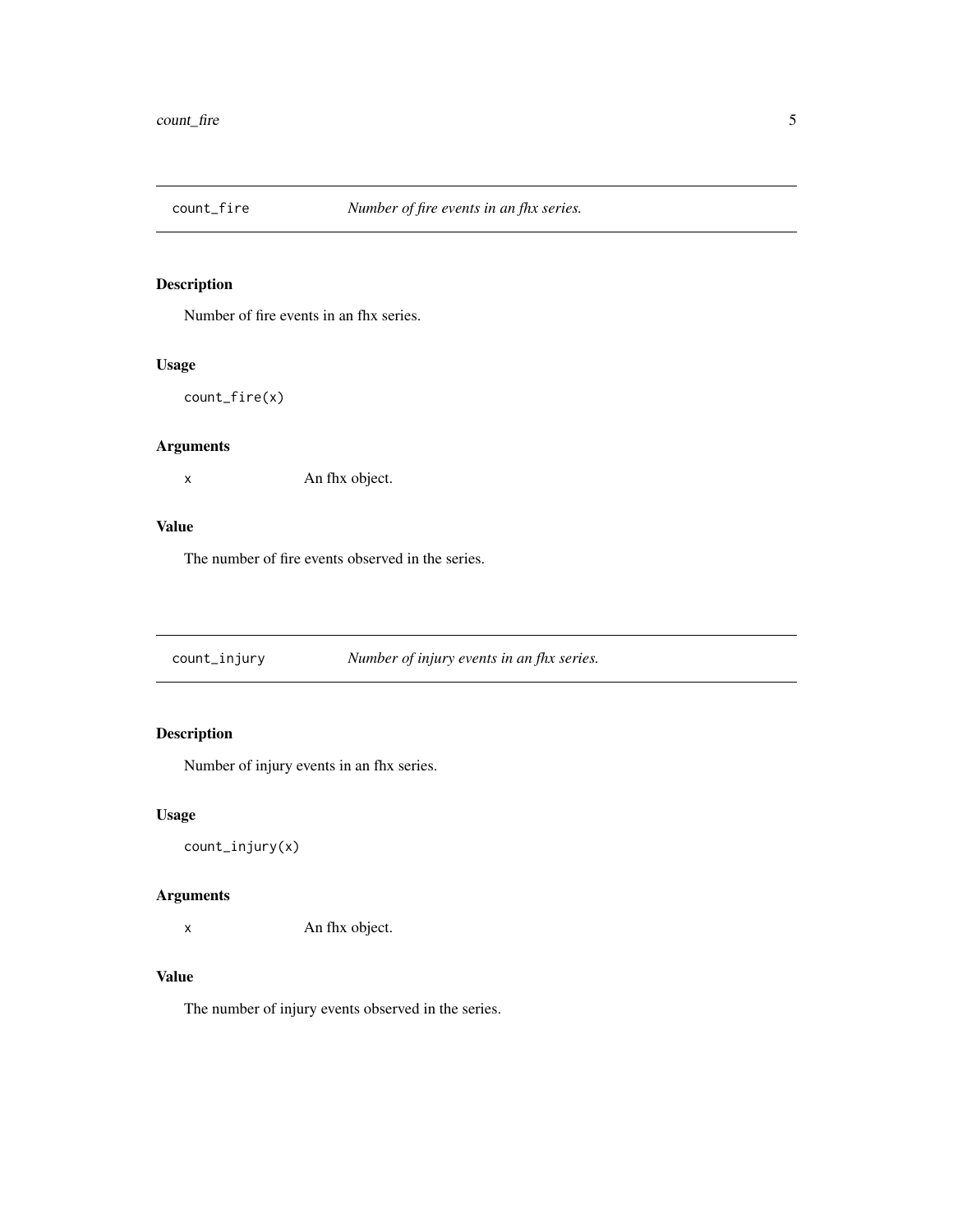## count_fire *Number of fire events in an fhx series.*

### Description

Number of fire events in an fhx series.

### Usage

```
count_fire(x)
```

### Arguments

| | |
|---|---|
| x | An fhx object. |

### Value

The number of fire events observed in the series.

## count_injury *Number of injury events in an fhx series.*

### Description

Number of injury events in an fhx series.

### Usage

```
count_injury(x)
```

### Arguments

| | |
|---|---|
| x | An fhx object. |

### Value

The number of injury events observed in the series.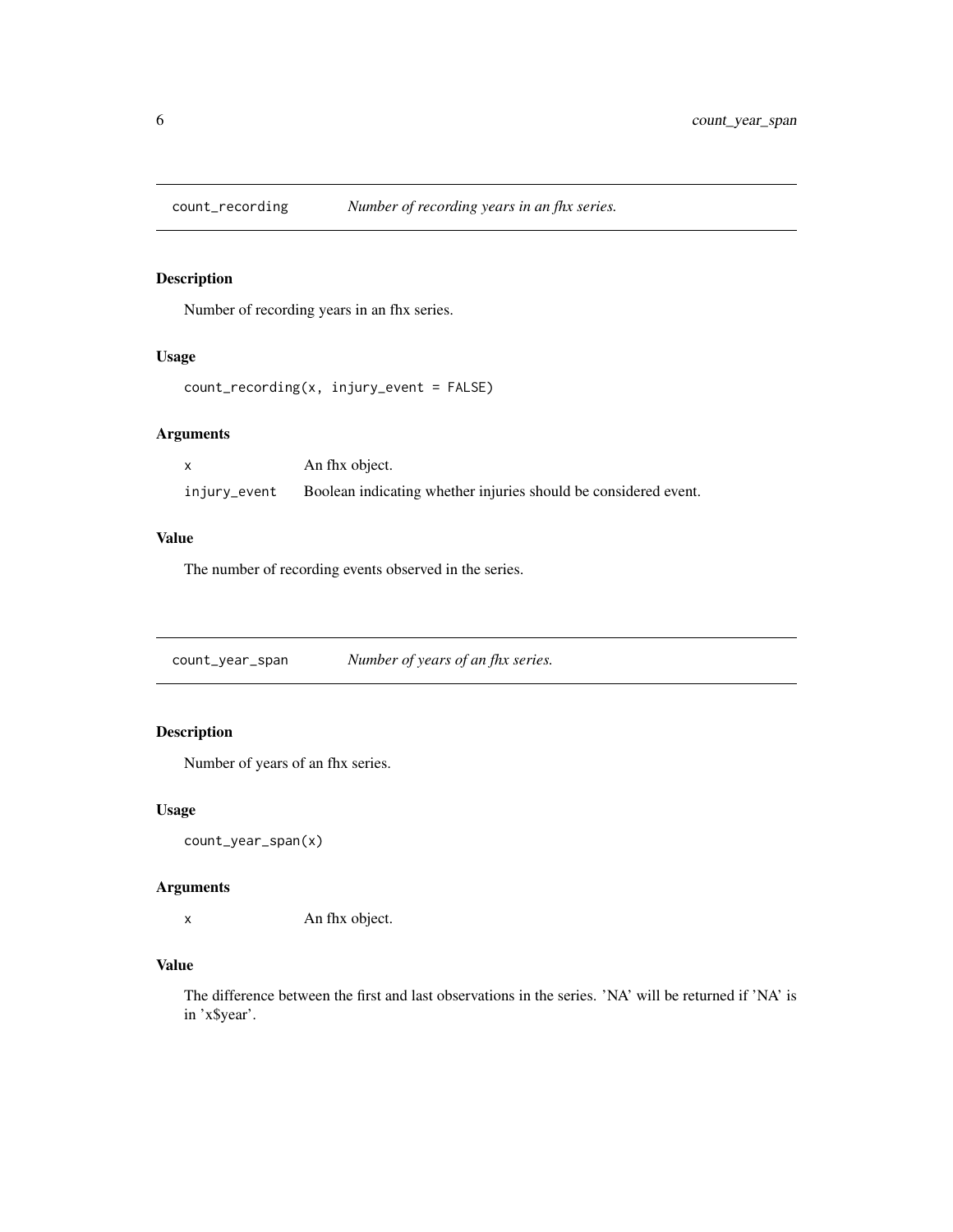## count_recording *Number of recording years in an fhx series.*

### Description

Number of recording years in an fhx series.

### Usage

```
count_recording(x, injury_event = FALSE)
```

### Arguments

| | |
|---|---|
| x | An fhx object. |
| injury_event | Boolean indicating whether injuries should be considered event. |

### Value

The number of recording events observed in the series.

## count_year_span *Number of years of an fhx series.*

### Description

Number of years of an fhx series.

### Usage

```
count_year_span(x)
```

### Arguments

| | |
|---|---|
| x | An fhx object. |

### Value

The difference between the first and last observations in the series. 'NA' will be returned if 'NA' is in 'x$year'.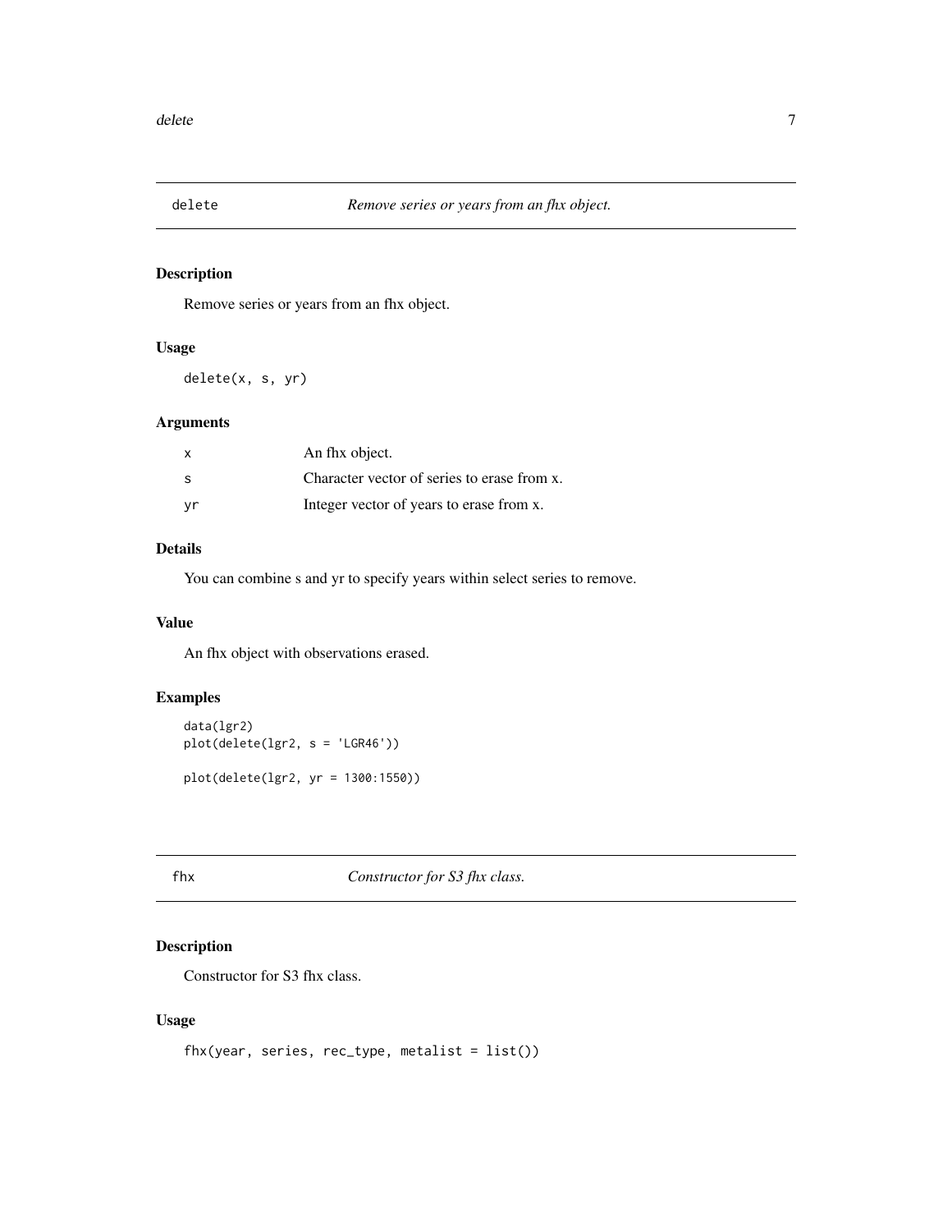## delete — *Remove series or years from an fhx object.*

### Description

Remove series or years from an fhx object.

### Usage

```
delete(x, s, yr)
```

### Arguments

| | |
|---|---|
| x | An fhx object. |
| s | Character vector of series to erase from x. |
| yr | Integer vector of years to erase from x. |

### Details

You can combine s and yr to specify years within select series to remove.

### Value

An fhx object with observations erased.

### Examples

```
data(lgr2)
plot(delete(lgr2, s = 'LGR46'))

plot(delete(lgr2, yr = 1300:1550))
```

## fhx — *Constructor for S3 fhx class.*

### Description

Constructor for S3 fhx class.

### Usage

```
fhx(year, series, rec_type, metalist = list())
```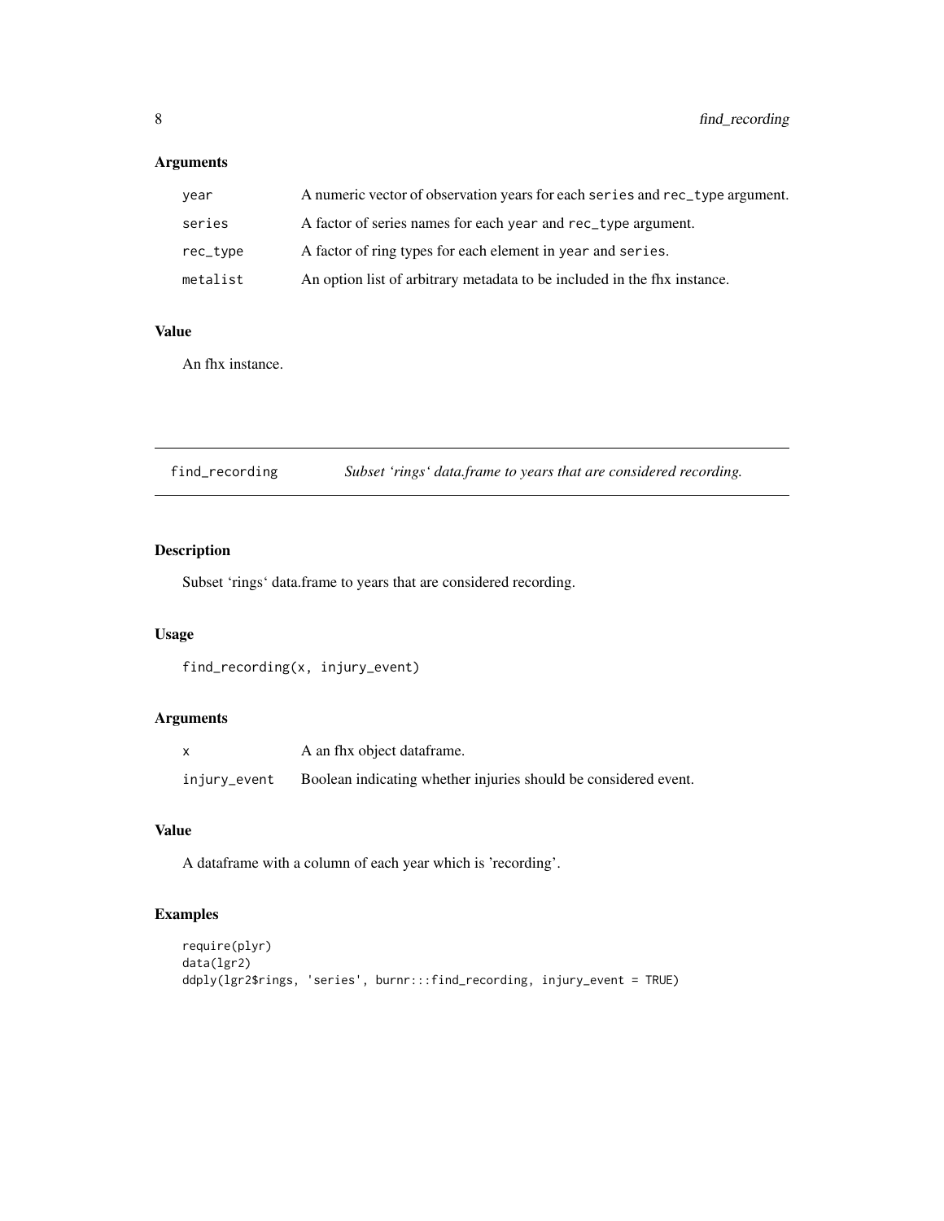### Arguments

| | |
|---|---|
| year | A numeric vector of observation years for each series and rec_type argument. |
| series | A factor of series names for each year and rec_type argument. |
| rec_type | A factor of ring types for each element in year and series. |
| metalist | An option list of arbitrary metadata to be included in the fhx instance. |

### Value

An fhx instance.

---

## find_recording *Subset 'rings' data.frame to years that are considered recording.*

---

### Description

Subset 'rings' data.frame to years that are considered recording.

### Usage

```
find_recording(x, injury_event)
```

### Arguments

| | |
|---|---|
| x | A an fhx object dataframe. |
| injury_event | Boolean indicating whether injuries should be considered event. |

### Value

A dataframe with a column of each year which is 'recording'.

### Examples

```
require(plyr)
data(lgr2)
ddply(lgr2$rings, 'series', burnr:::find_recording, injury_event = TRUE)
```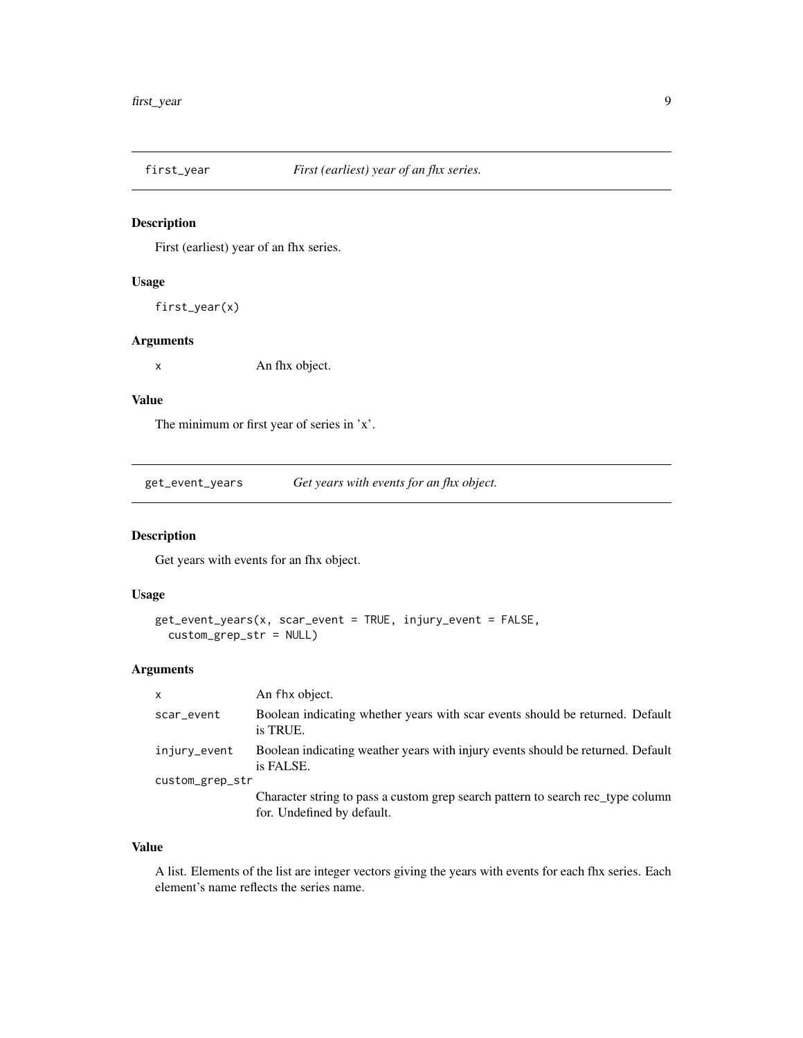## first_year — *First (earliest) year of an fhx series.*

### Description

First (earliest) year of an fhx series.

### Usage

```
first_year(x)
```

### Arguments

| | |
|---|---|
| x | An fhx object. |

### Value

The minimum or first year of series in 'x'.

## get_event_years — *Get years with events for an fhx object.*

### Description

Get years with events for an fhx object.

### Usage

```
get_event_years(x, scar_event = TRUE, injury_event = FALSE,
  custom_grep_str = NULL)
```

### Arguments

| | |
|---|---|
| x | An fhx object. |
| scar_event | Boolean indicating whether years with scar events should be returned. Default is TRUE. |
| injury_event | Boolean indicating weather years with injury events should be returned. Default is FALSE. |
| custom_grep_str | Character string to pass a custom grep search pattern to search rec_type column for. Undefined by default. |

### Value

A list. Elements of the list are integer vectors giving the years with events for each fhx series. Each element's name reflects the series name.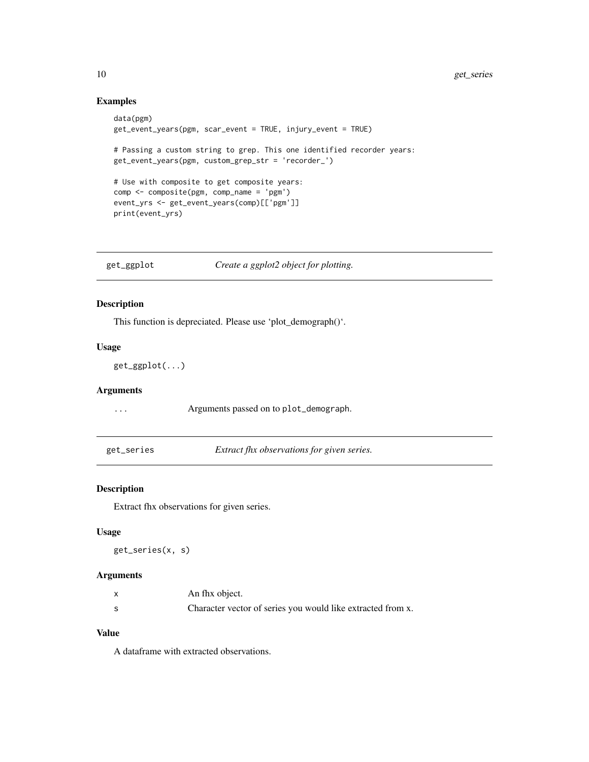## Examples

```
data(pgm)
get_event_years(pgm, scar_event = TRUE, injury_event = TRUE)

# Passing a custom string to grep. This one identified recorder years:
get_event_years(pgm, custom_grep_str = 'recorder_')

# Use with composite to get composite years:
comp <- composite(pgm, comp_name = 'pgm')
event_yrs <- get_event_years(comp)[['pgm']]
print(event_yrs)
```

---

# get_ggplot — *Create a ggplot2 object for plotting.*

## Description

This function is depreciated. Please use 'plot_demograph()'.

## Usage

```
get_ggplot(...)
```

## Arguments

| | |
|---|---|
| ... | Arguments passed on to `plot_demograph`. |

---

# get_series — *Extract fhx observations for given series.*

## Description

Extract fhx observations for given series.

## Usage

```
get_series(x, s)
```

## Arguments

| | |
|---|---|
| x | An fhx object. |
| s | Character vector of series you would like extracted from x. |

## Value

A dataframe with extracted observations.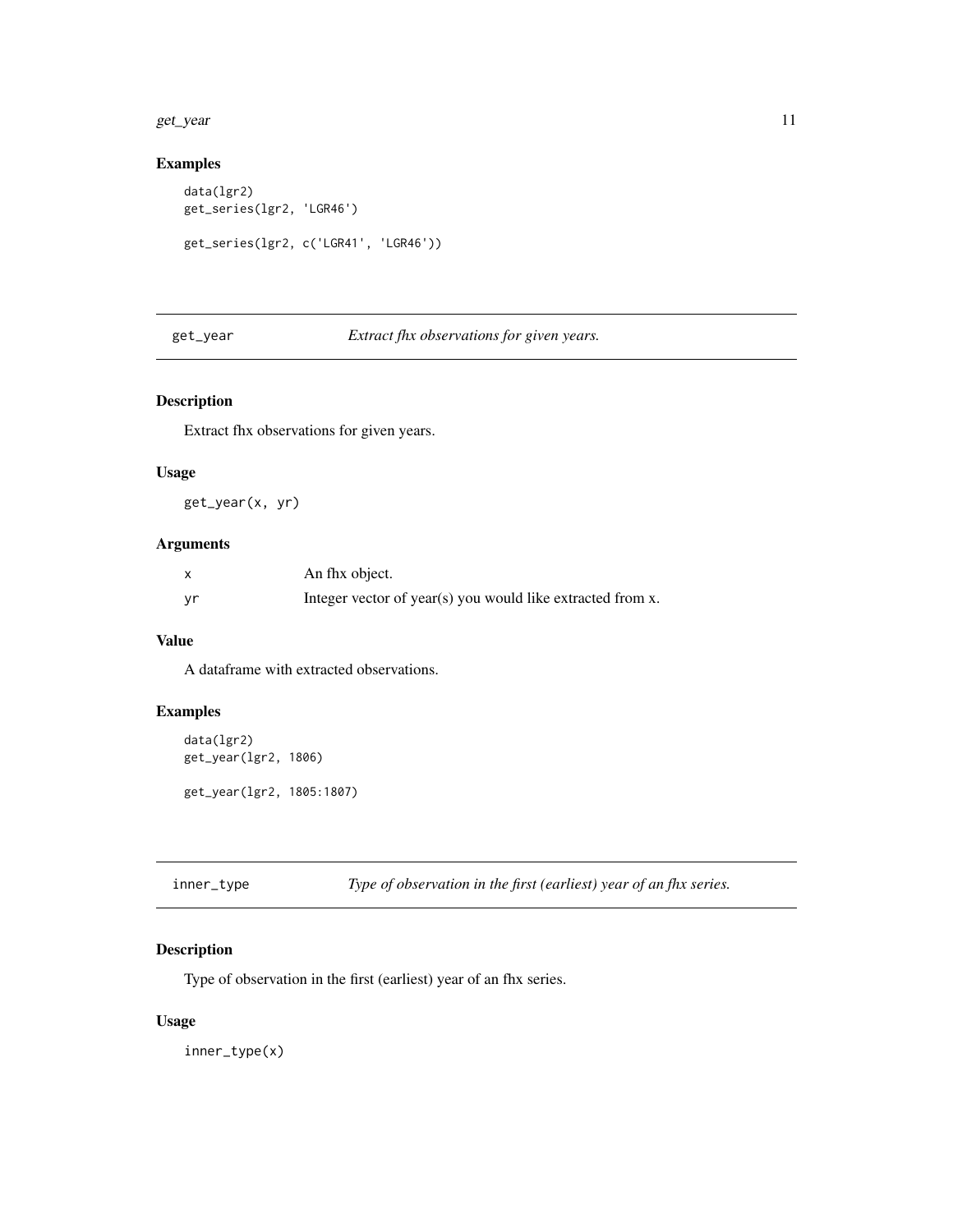### Examples

```
data(lgr2)
get_series(lgr2, 'LGR46')

get_series(lgr2, c('LGR41', 'LGR46'))
```

## get_year — *Extract fhx observations for given years.*

### Description

Extract fhx observations for given years.

### Usage

```
get_year(x, yr)
```

### Arguments

| | |
|---|---|
| x | An fhx object. |
| yr | Integer vector of year(s) you would like extracted from x. |

### Value

A dataframe with extracted observations.

### Examples

```
data(lgr2)
get_year(lgr2, 1806)

get_year(lgr2, 1805:1807)
```

## inner_type — *Type of observation in the first (earliest) year of an fhx series.*

### Description

Type of observation in the first (earliest) year of an fhx series.

### Usage

```
inner_type(x)
```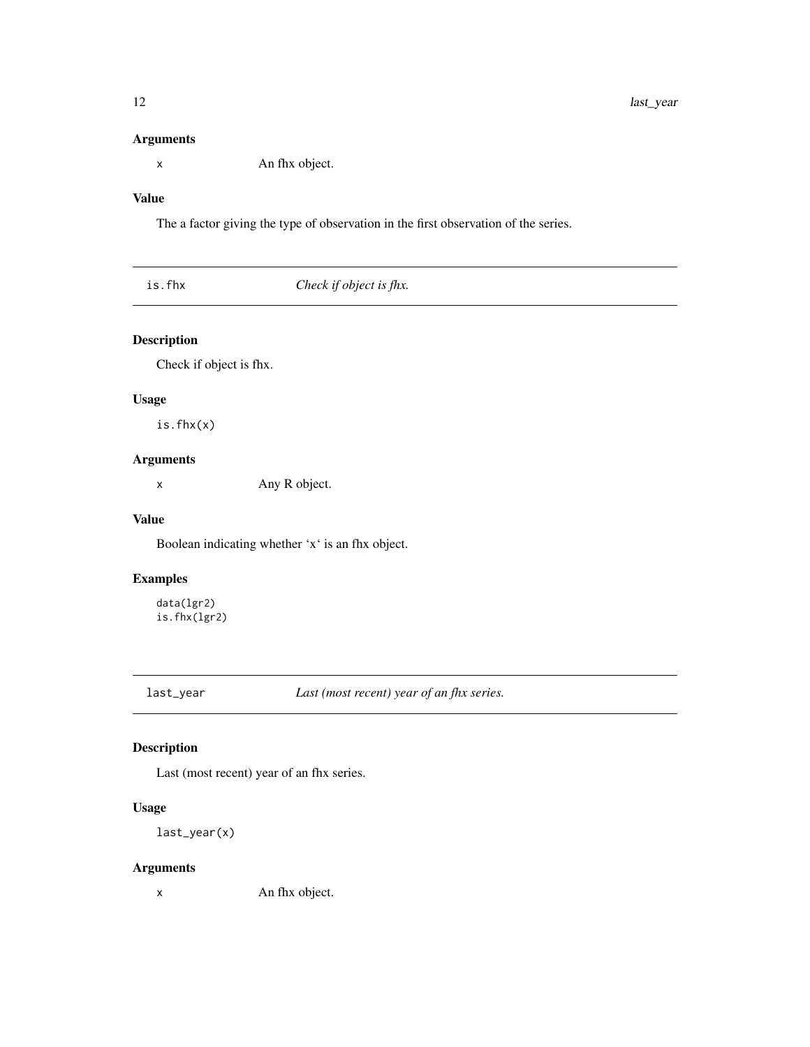### Arguments

x An fhx object.

### Value

The a factor giving the type of observation in the first observation of the series.

---

## is.fhx *Check if object is fhx.*

---

### Description

Check if object is fhx.

### Usage

```
is.fhx(x)
```

### Arguments

x Any R object.

### Value

Boolean indicating whether 'x' is an fhx object.

### Examples

```
data(lgr2)
is.fhx(lgr2)
```

---

## last_year *Last (most recent) year of an fhx series.*

---

### Description

Last (most recent) year of an fhx series.

### Usage

```
last_year(x)
```

### Arguments

x An fhx object.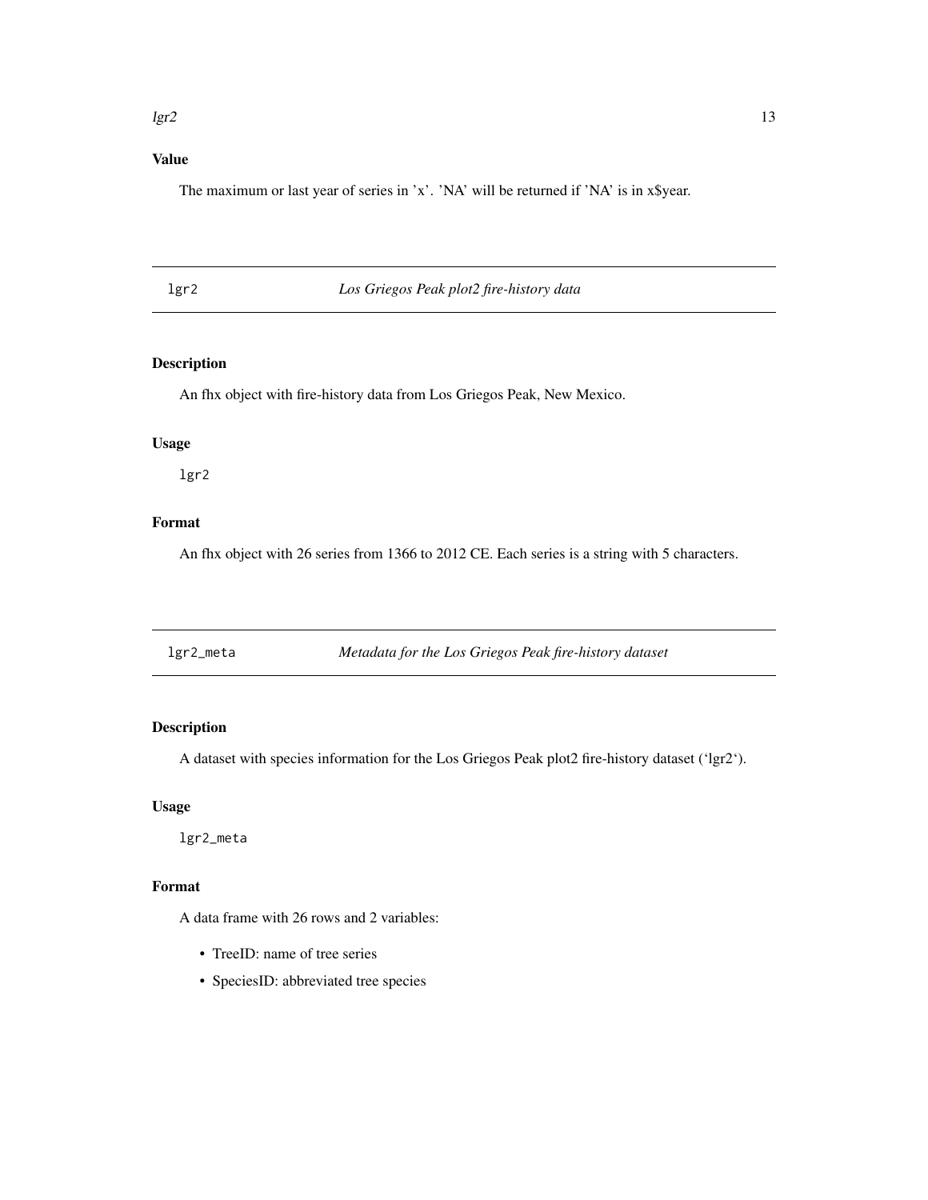### Value

The maximum or last year of series in 'x'. 'NA' will be returned if 'NA' is in x$year.

---

## lgr2 — *Los Griegos Peak plot2 fire-history data*

### Description

An fhx object with fire-history data from Los Griegos Peak, New Mexico.

### Usage

```
lgr2
```

### Format

An fhx object with 26 series from 1366 to 2012 CE. Each series is a string with 5 characters.

---

## lgr2_meta — *Metadata for the Los Griegos Peak fire-history dataset*

### Description

A dataset with species information for the Los Griegos Peak plot2 fire-history dataset ('lgr2').

### Usage

```
lgr2_meta
```

### Format

A data frame with 26 rows and 2 variables:

- TreeID: name of tree series
- SpeciesID: abbreviated tree species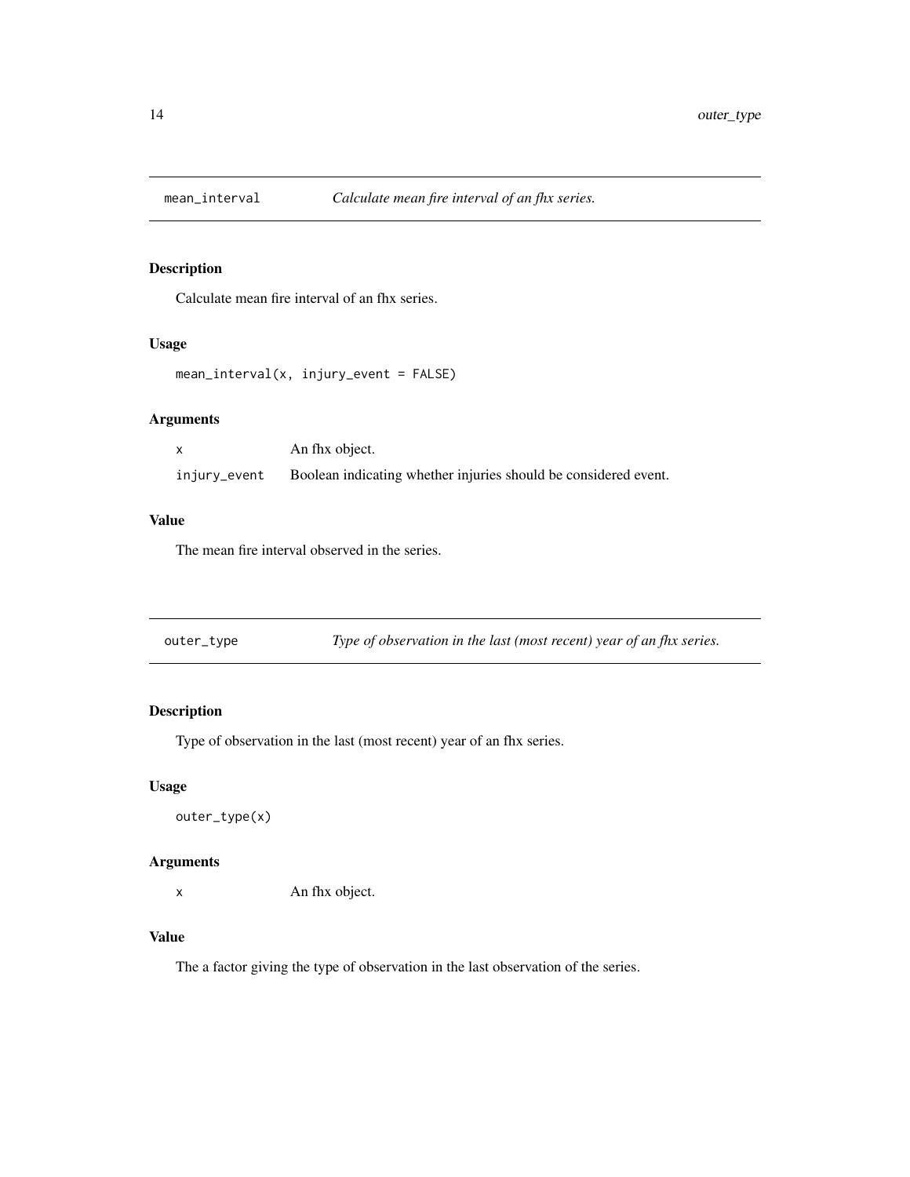## mean_interval — *Calculate mean fire interval of an fhx series.*

### Description

Calculate mean fire interval of an fhx series.

### Usage

```
mean_interval(x, injury_event = FALSE)
```

### Arguments

| | |
|---|---|
| x | An fhx object. |
| injury_event | Boolean indicating whether injuries should be considered event. |

### Value

The mean fire interval observed in the series.

## outer_type — *Type of observation in the last (most recent) year of an fhx series.*

### Description

Type of observation in the last (most recent) year of an fhx series.

### Usage

```
outer_type(x)
```

### Arguments

| | |
|---|---|
| x | An fhx object. |

### Value

The a factor giving the type of observation in the last observation of the series.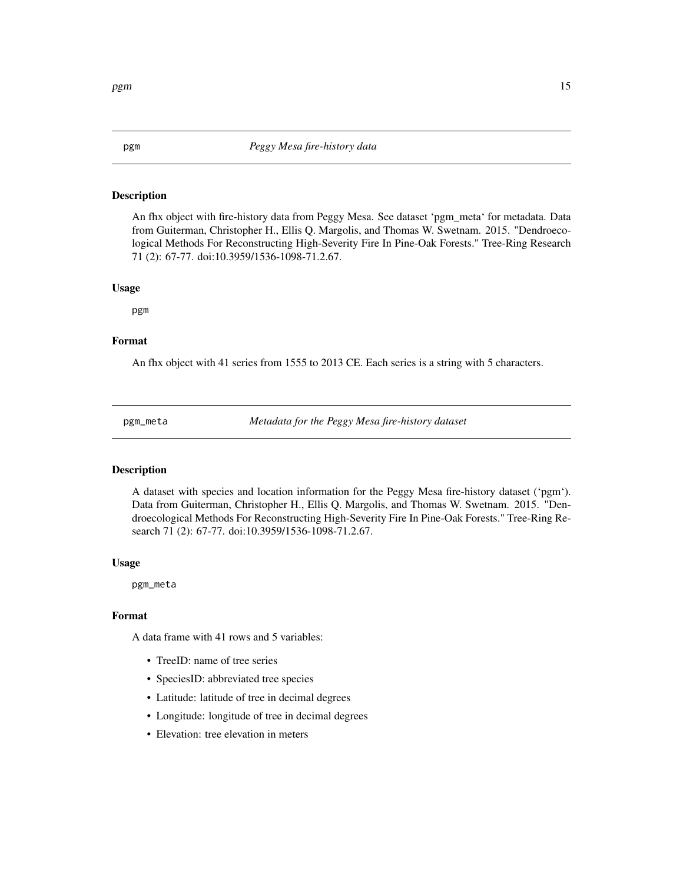## pgm — *Peggy Mesa fire-history data*

### Description

An fhx object with fire-history data from Peggy Mesa. See dataset 'pgm_meta' for metadata. Data from Guiterman, Christopher H., Ellis Q. Margolis, and Thomas W. Swetnam. 2015. "Dendroecological Methods For Reconstructing High-Severity Fire In Pine-Oak Forests." Tree-Ring Research 71 (2): 67-77. doi:10.3959/1536-1098-71.2.67.

### Usage

```
pgm
```

### Format

An fhx object with 41 series from 1555 to 2013 CE. Each series is a string with 5 characters.

## pgm_meta — *Metadata for the Peggy Mesa fire-history dataset*

### Description

A dataset with species and location information for the Peggy Mesa fire-history dataset ('pgm'). Data from Guiterman, Christopher H., Ellis Q. Margolis, and Thomas W. Swetnam. 2015. "Dendroecological Methods For Reconstructing High-Severity Fire In Pine-Oak Forests." Tree-Ring Research 71 (2): 67-77. doi:10.3959/1536-1098-71.2.67.

### Usage

```
pgm_meta
```

### Format

A data frame with 41 rows and 5 variables:

- TreeID: name of tree series
- SpeciesID: abbreviated tree species
- Latitude: latitude of tree in decimal degrees
- Longitude: longitude of tree in decimal degrees
- Elevation: tree elevation in meters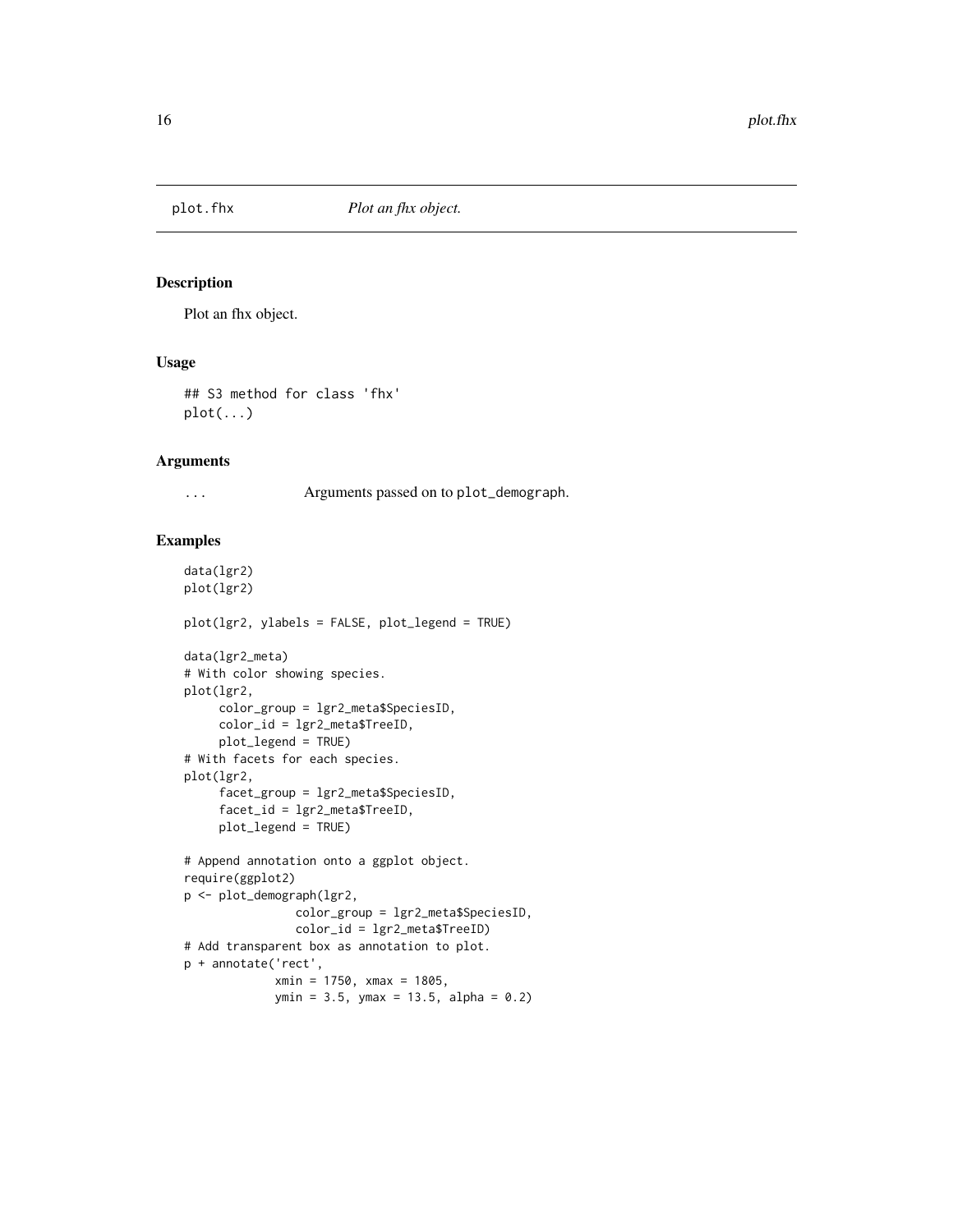## plot.fhx *Plot an fhx object.*

### Description

Plot an fhx object.

### Usage

```
## S3 method for class 'fhx'
plot(...)
```

### Arguments

`...` Arguments passed on to `plot_demograph`.

### Examples

```
data(lgr2)
plot(lgr2)

plot(lgr2, ylabels = FALSE, plot_legend = TRUE)

data(lgr2_meta)
# With color showing species.
plot(lgr2,
     color_group = lgr2_meta$SpeciesID,
     color_id = lgr2_meta$TreeID,
     plot_legend = TRUE)
# With facets for each species.
plot(lgr2,
     facet_group = lgr2_meta$SpeciesID,
     facet_id = lgr2_meta$TreeID,
     plot_legend = TRUE)

# Append annotation onto a ggplot object.
require(ggplot2)
p <- plot_demograph(lgr2,
                    color_group = lgr2_meta$SpeciesID,
                    color_id = lgr2_meta$TreeID)
# Add transparent box as annotation to plot.
p + annotate('rect',
             xmin = 1750, xmax = 1805,
             ymin = 3.5, ymax = 13.5, alpha = 0.2)
```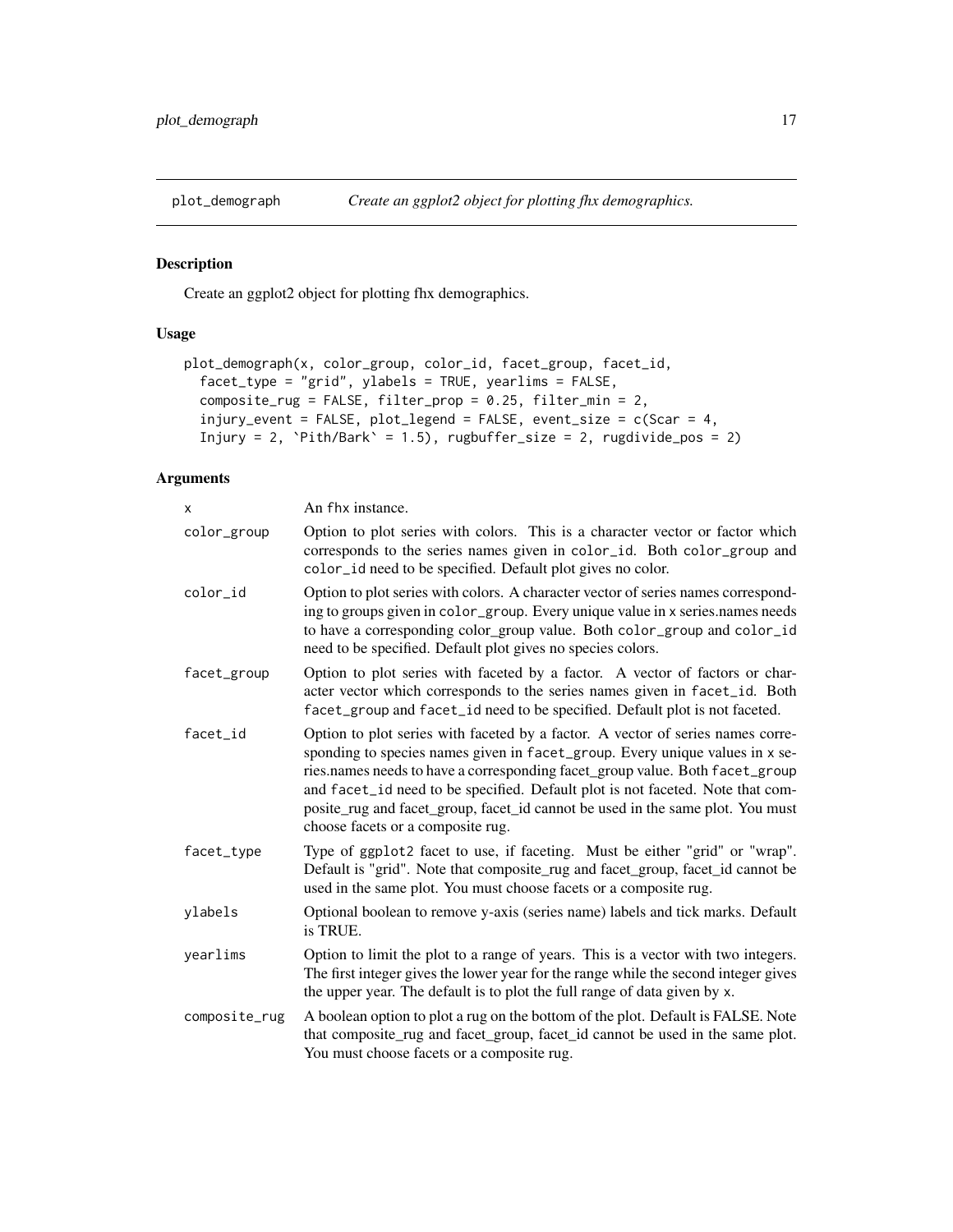# plot_demograph — *Create an ggplot2 object for plotting fhx demographics.*

## Description

Create an ggplot2 object for plotting fhx demographics.

## Usage

```
plot_demograph(x, color_group, color_id, facet_group, facet_id,
  facet_type = "grid", ylabels = TRUE, yearlims = FALSE,
  composite_rug = FALSE, filter_prop = 0.25, filter_min = 2,
  injury_event = FALSE, plot_legend = FALSE, event_size = c(Scar = 4,
  Injury = 2, `Pith/Bark` = 1.5), rugbuffer_size = 2, rugdivide_pos = 2)
```

## Arguments

| | |
|---|---|
| `x` | An `fhx` instance. |
| `color_group` | Option to plot series with colors. This is a character vector or factor which corresponds to the series names given in `color_id`. Both `color_group` and `color_id` need to be specified. Default plot gives no color. |
| `color_id` | Option to plot series with colors. A character vector of series names corresponding to groups given in `color_group`. Every unique value in `x` series.names needs to have a corresponding color_group value. Both `color_group` and `color_id` need to be specified. Default plot gives no species colors. |
| `facet_group` | Option to plot series with faceted by a factor. A vector of factors or character vector which corresponds to the series names given in `facet_id`. Both `facet_group` and `facet_id` need to be specified. Default plot is not faceted. |
| `facet_id` | Option to plot series with faceted by a factor. A vector of series names corresponding to species names given in `facet_group`. Every unique values in `x` series.names needs to have a corresponding facet_group value. Both `facet_group` and `facet_id` need to be specified. Default plot is not faceted. Note that composite_rug and facet_group, facet_id cannot be used in the same plot. You must choose facets or a composite rug. |
| `facet_type` | Type of `ggplot2` facet to use, if faceting. Must be either "grid" or "wrap". Default is "grid". Note that composite_rug and facet_group, facet_id cannot be used in the same plot. You must choose facets or a composite rug. |
| `ylabels` | Optional boolean to remove y-axis (series name) labels and tick marks. Default is TRUE. |
| `yearlims` | Option to limit the plot to a range of years. This is a vector with two integers. The first integer gives the lower year for the range while the second integer gives the upper year. The default is to plot the full range of data given by `x`. |
| `composite_rug` | A boolean option to plot a rug on the bottom of the plot. Default is FALSE. Note that composite_rug and facet_group, facet_id cannot be used in the same plot. You must choose facets or a composite rug. |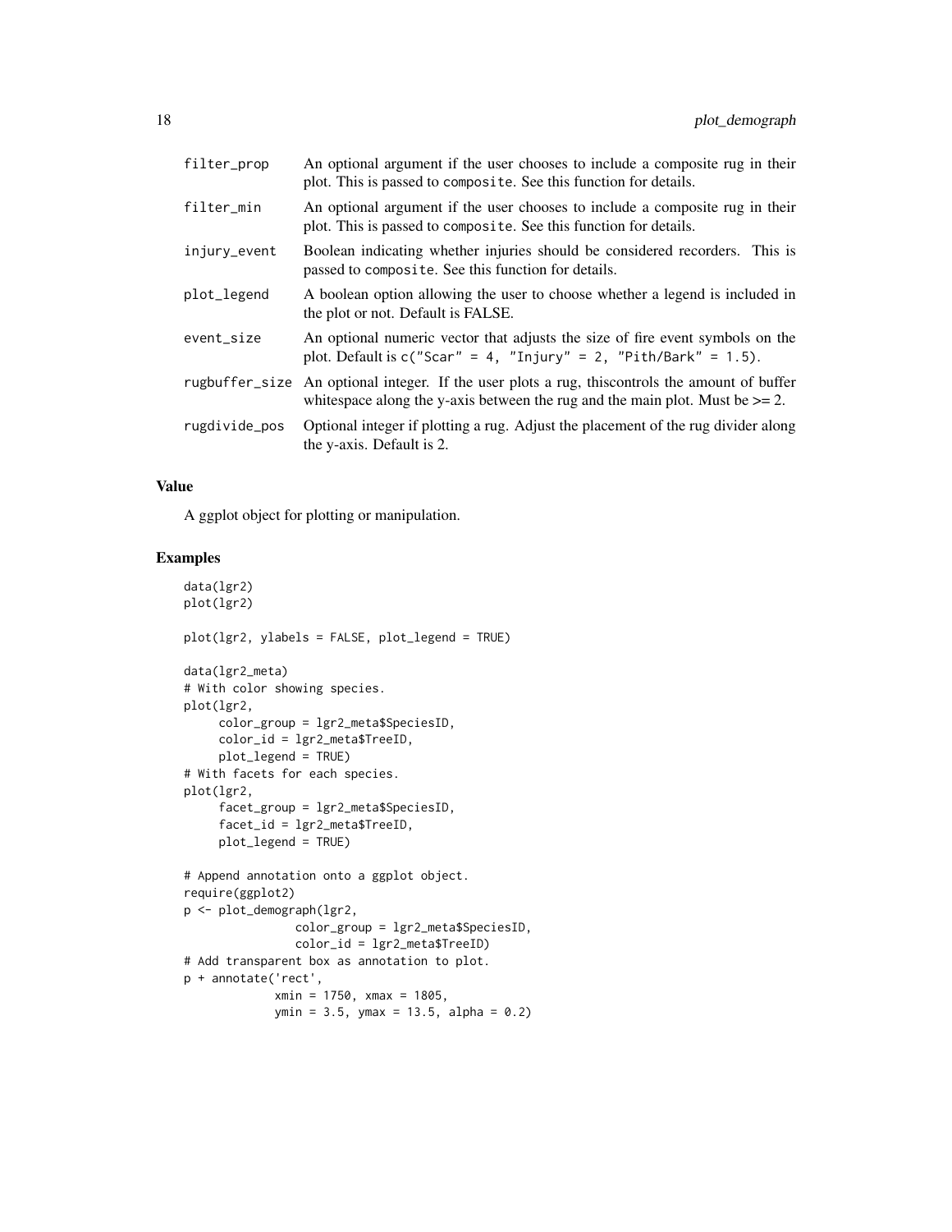| | |
|---|---|
| filter_prop | An optional argument if the user chooses to include a composite rug in their plot. This is passed to composite. See this function for details. |
| filter_min | An optional argument if the user chooses to include a composite rug in their plot. This is passed to composite. See this function for details. |
| injury_event | Boolean indicating whether injuries should be considered recorders. This is passed to composite. See this function for details. |
| plot_legend | A boolean option allowing the user to choose whether a legend is included in the plot or not. Default is FALSE. |
| event_size | An optional numeric vector that adjusts the size of fire event symbols on the plot. Default is c("Scar" = 4, "Injury" = 2, "Pith/Bark" = 1.5). |
| rugbuffer_size | An optional integer. If the user plots a rug, thiscontrols the amount of buffer whitespace along the y-axis between the rug and the main plot. Must be >= 2. |
| rugdivide_pos | Optional integer if plotting a rug. Adjust the placement of the rug divider along the y-axis. Default is 2. |

## Value

A ggplot object for plotting or manipulation.

## Examples

```
data(lgr2)
plot(lgr2)

plot(lgr2, ylabels = FALSE, plot_legend = TRUE)

data(lgr2_meta)
# With color showing species.
plot(lgr2,
     color_group = lgr2_meta$SpeciesID,
     color_id = lgr2_meta$TreeID,
     plot_legend = TRUE)
# With facets for each species.
plot(lgr2,
     facet_group = lgr2_meta$SpeciesID,
     facet_id = lgr2_meta$TreeID,
     plot_legend = TRUE)

# Append annotation onto a ggplot object.
require(ggplot2)
p <- plot_demograph(lgr2,
                color_group = lgr2_meta$SpeciesID,
                color_id = lgr2_meta$TreeID)
# Add transparent box as annotation to plot.
p + annotate('rect',
             xmin = 1750, xmax = 1805,
             ymin = 3.5, ymax = 13.5, alpha = 0.2)
```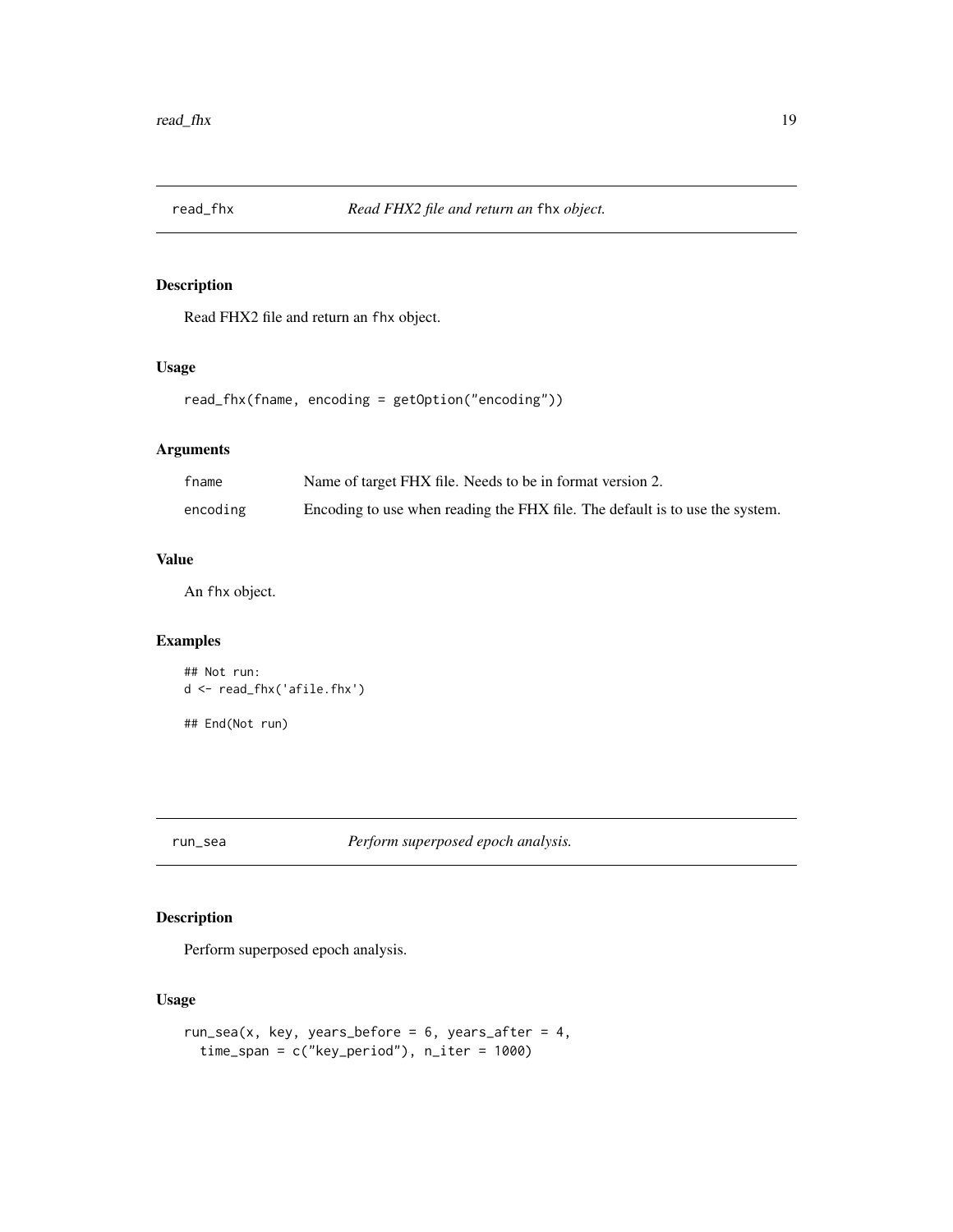## read_fhx — *Read FHX2 file and return an* `fhx` *object.*

### Description

Read FHX2 file and return an `fhx` object.

### Usage

```
read_fhx(fname, encoding = getOption("encoding"))
```

### Arguments

| | |
|---|---|
| `fname` | Name of target FHX file. Needs to be in format version 2. |
| `encoding` | Encoding to use when reading the FHX file. The default is to use the system. |

### Value

An `fhx` object.

### Examples

```
## Not run:
d <- read_fhx('afile.fhx')

## End(Not run)
```

## run_sea — *Perform superposed epoch analysis.*

### Description

Perform superposed epoch analysis.

### Usage

```
run_sea(x, key, years_before = 6, years_after = 4,
  time_span = c("key_period"), n_iter = 1000)
```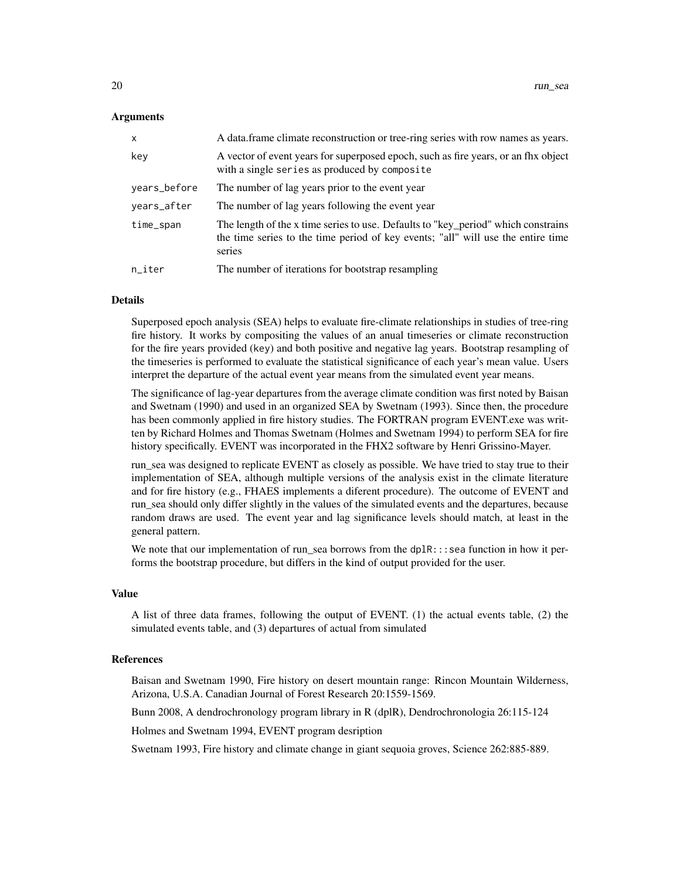#### Arguments

| | |
|---|---|
| `x` | A data.frame climate reconstruction or tree-ring series with row names as years. |
| `key` | A vector of event years for superposed epoch, such as fire years, or an fhx object with a single `series` as produced by `composite` |
| `years_before` | The number of lag years prior to the event year |
| `years_after` | The number of lag years following the event year |
| `time_span` | The length of the x time series to use. Defaults to "key_period" which constrains the time series to the time period of key events; "all" will use the entire time series |
| `n_iter` | The number of iterations for bootstrap resampling |

#### Details

Superposed epoch analysis (SEA) helps to evaluate fire-climate relationships in studies of tree-ring fire history. It works by compositing the values of an anual timeseries or climate reconstruction for the fire years provided (`key`) and both positive and negative lag years. Bootstrap resampling of the timeseries is performed to evaluate the statistical significance of each year's mean value. Users interpret the departure of the actual event year means from the simulated event year means.

The significance of lag-year departures from the average climate condition was first noted by Baisan and Swetnam (1990) and used in an organized SEA by Swetnam (1993). Since then, the procedure has been commonly applied in fire history studies. The FORTRAN program EVENT.exe was written by Richard Holmes and Thomas Swetnam (Holmes and Swetnam 1994) to perform SEA for fire history specifically. EVENT was incorporated in the FHX2 software by Henri Grissino-Mayer.

run_sea was designed to replicate EVENT as closely as possible. We have tried to stay true to their implementation of SEA, although multiple versions of the analysis exist in the climate literature and for fire history (e.g., FHAES implements a diferent procedure). The outcome of EVENT and run_sea should only differ slightly in the values of the simulated events and the departures, because random draws are used. The event year and lag significance levels should match, at least in the general pattern.

We note that our implementation of run_sea borrows from the `dplR:::sea` function in how it performs the bootstrap procedure, but differs in the kind of output provided for the user.

#### Value

A list of three data frames, following the output of EVENT. (1) the actual events table, (2) the simulated events table, and (3) departures of actual from simulated

#### References

Baisan and Swetnam 1990, Fire history on desert mountain range: Rincon Mountain Wilderness, Arizona, U.S.A. Canadian Journal of Forest Research 20:1559-1569.

Bunn 2008, A dendrochronology program library in R (dplR), Dendrochronologia 26:115-124

Holmes and Swetnam 1994, EVENT program desription

Swetnam 1993, Fire history and climate change in giant sequoia groves, Science 262:885-889.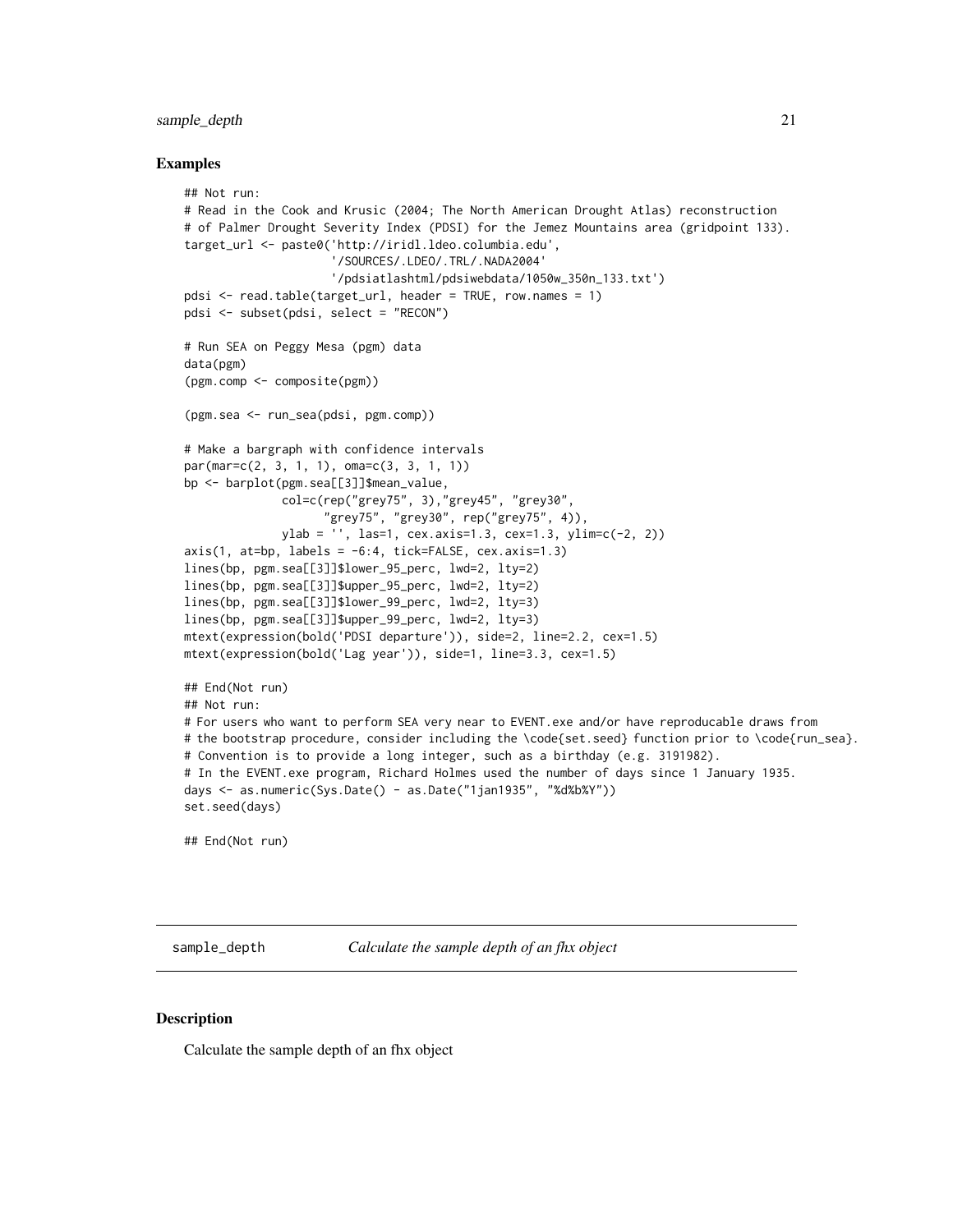### Examples

```
## Not run:
# Read in the Cook and Krusic (2004; The North American Drought Atlas) reconstruction
# of Palmer Drought Severity Index (PDSI) for the Jemez Mountains area (gridpoint 133).
target_url <- paste0('http://iridl.ldeo.columbia.edu',
                     '/SOURCES/.LDEO/.TRL/.NADA2004'
                     '/pdsiatlashtml/pdsiwebdata/1050w_350n_133.txt')
pdsi <- read.table(target_url, header = TRUE, row.names = 1)
pdsi <- subset(pdsi, select = "RECON")

# Run SEA on Peggy Mesa (pgm) data
data(pgm)
(pgm.comp <- composite(pgm))

(pgm.sea <- run_sea(pdsi, pgm.comp))

# Make a bargraph with confidence intervals
par(mar=c(2, 3, 1, 1), oma=c(3, 3, 1, 1))
bp <- barplot(pgm.sea[[3]]$mean_value,
              col=c(rep("grey75", 3),"grey45", "grey30",
                    "grey75", "grey30", rep("grey75", 4)),
              ylab = '', las=1, cex.axis=1.3, cex=1.3, ylim=c(-2, 2))
axis(1, at=bp, labels = -6:4, tick=FALSE, cex.axis=1.3)
lines(bp, pgm.sea[[3]]$lower_95_perc, lwd=2, lty=2)
lines(bp, pgm.sea[[3]]$upper_95_perc, lwd=2, lty=2)
lines(bp, pgm.sea[[3]]$lower_99_perc, lwd=2, lty=3)
lines(bp, pgm.sea[[3]]$upper_99_perc, lwd=2, lty=3)
mtext(expression(bold('PDSI departure')), side=2, line=2.2, cex=1.5)
mtext(expression(bold('Lag year')), side=1, line=3.3, cex=1.5)

## End(Not run)
## Not run:
# For users who want to perform SEA very near to EVENT.exe and/or have reproducable draws from
# the bootstrap procedure, consider including the \code{set.seed} function prior to \code{run_sea}.
# Convention is to provide a long integer, such as a birthday (e.g. 3191982).
# In the EVENT.exe program, Richard Holmes used the number of days since 1 January 1935.
days <- as.numeric(Sys.Date() - as.Date("1jan1935", "%d%b%Y"))
set.seed(days)

## End(Not run)
```

---

## sample_depth — *Calculate the sample depth of an fhx object*

### Description

Calculate the sample depth of an fhx object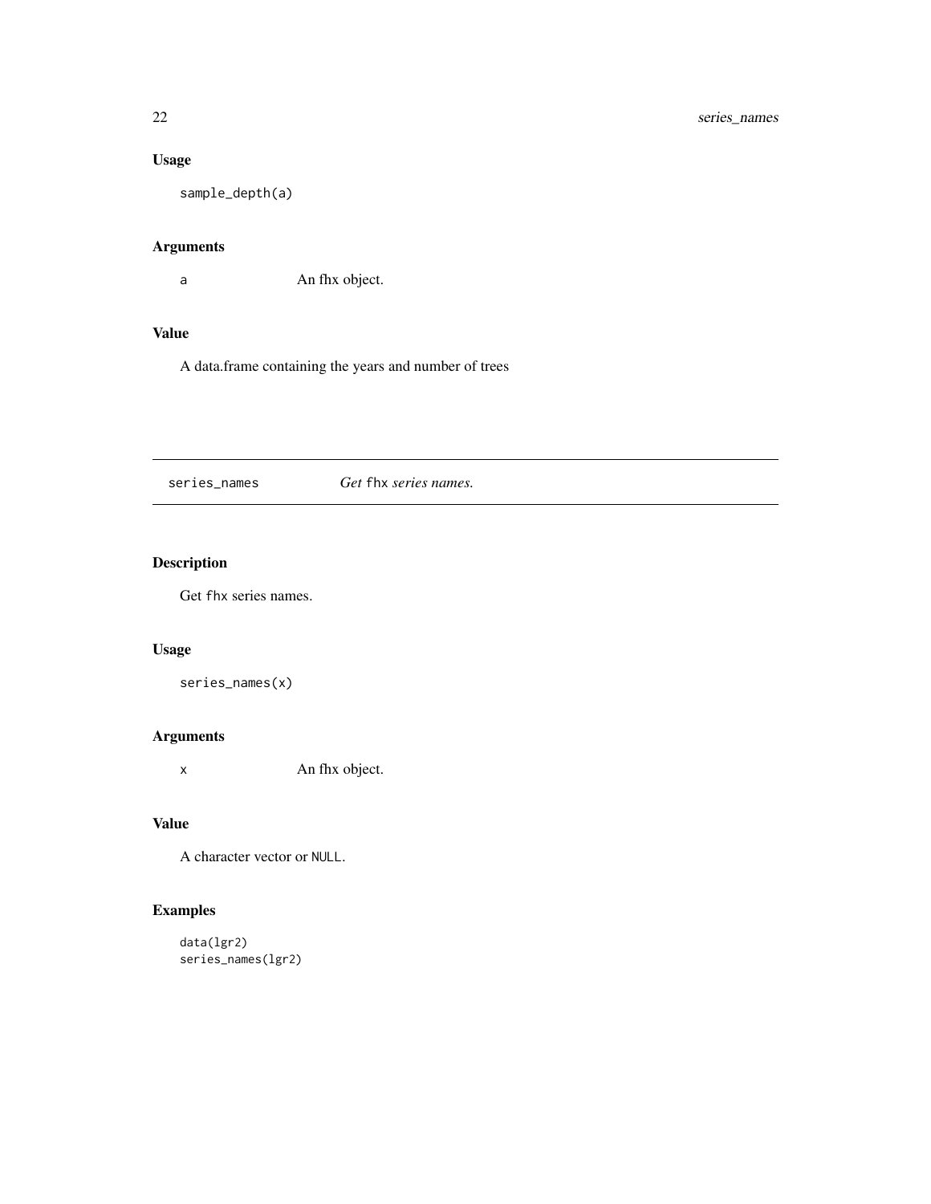## Usage

```
sample_depth(a)
```

## Arguments

a　　　An fhx object.

## Value

A data.frame containing the years and number of trees

---

# series_names　　　*Get* fhx *series names.*

## Description

Get fhx series names.

## Usage

```
series_names(x)
```

## Arguments

x　　　An fhx object.

## Value

A character vector or NULL.

## Examples

```
data(lgr2)
series_names(lgr2)
```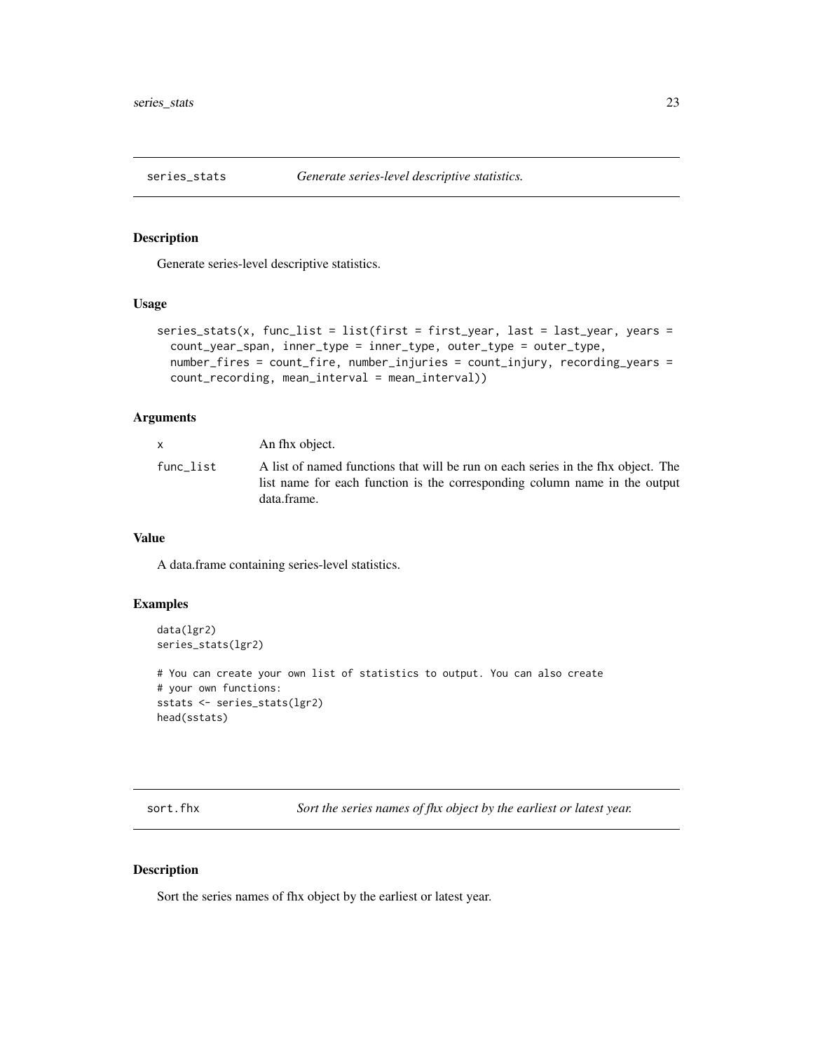## series_stats *Generate series-level descriptive statistics.*

### Description

Generate series-level descriptive statistics.

### Usage

```
series_stats(x, func_list = list(first = first_year, last = last_year, years =
  count_year_span, inner_type = inner_type, outer_type = outer_type,
  number_fires = count_fire, number_injuries = count_injury, recording_years =
  count_recording, mean_interval = mean_interval))
```

### Arguments

| | |
|---|---|
| x | An fhx object. |
| func_list | A list of named functions that will be run on each series in the fhx object. The list name for each function is the corresponding column name in the output data.frame. |

### Value

A data.frame containing series-level statistics.

### Examples

```
data(lgr2)
series_stats(lgr2)

# You can create your own list of statistics to output. You can also create
# your own functions:
sstats <- series_stats(lgr2)
head(sstats)
```

## sort.fhx *Sort the series names of fhx object by the earliest or latest year.*

### Description

Sort the series names of fhx object by the earliest or latest year.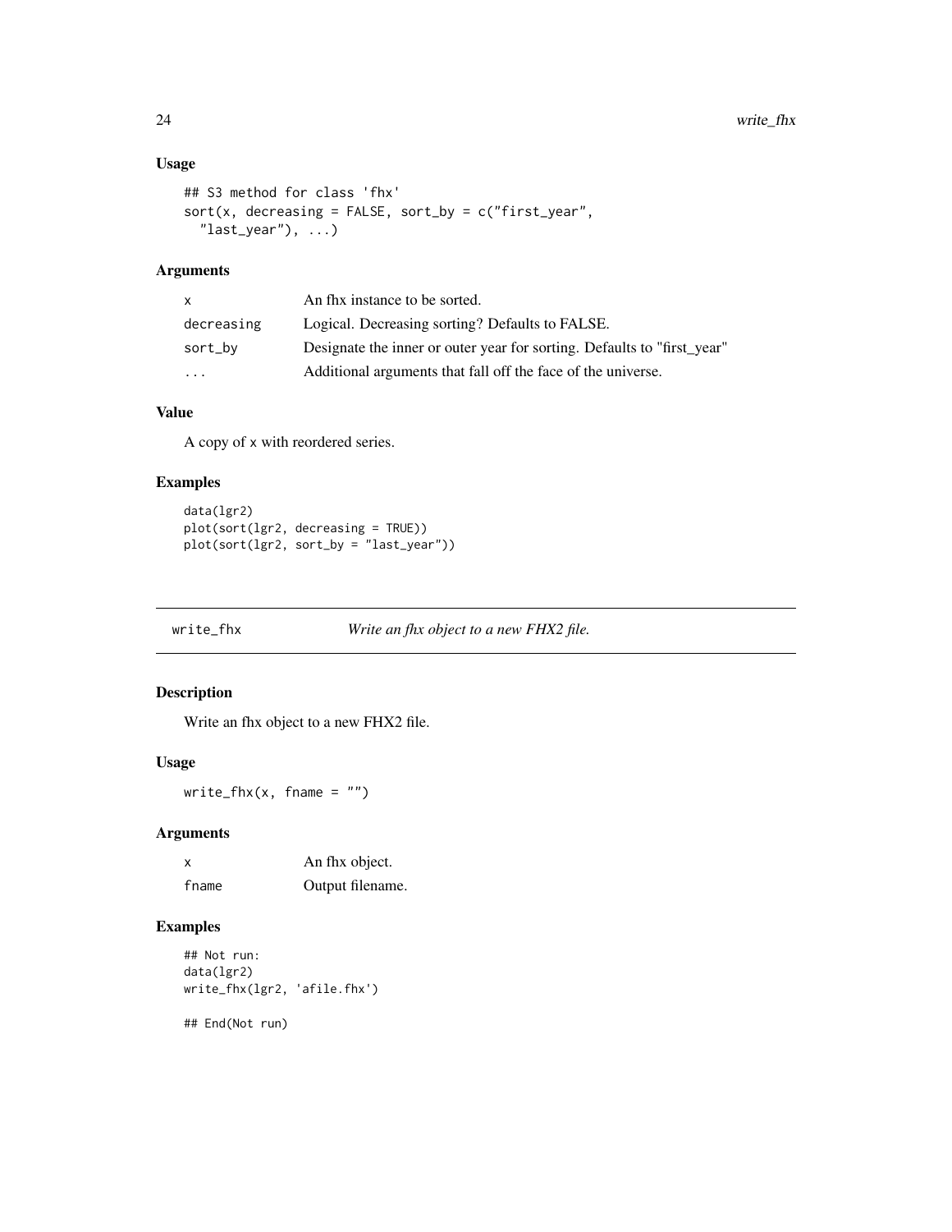### Usage

```
## S3 method for class 'fhx'
sort(x, decreasing = FALSE, sort_by = c("first_year",
  "last_year"), ...)
```

### Arguments

| | |
|---|---|
| `x` | An fhx instance to be sorted. |
| `decreasing` | Logical. Decreasing sorting? Defaults to FALSE. |
| `sort_by` | Designate the inner or outer year for sorting. Defaults to "first_year" |
| `...` | Additional arguments that fall off the face of the universe. |

### Value

A copy of x with reordered series.

### Examples

```
data(lgr2)
plot(sort(lgr2, decreasing = TRUE))
plot(sort(lgr2, sort_by = "last_year"))
```

## write_fhx — *Write an fhx object to a new FHX2 file.*

### Description

Write an fhx object to a new FHX2 file.

### Usage

```
write_fhx(x, fname = "")
```

### Arguments

| | |
|---|---|
| `x` | An fhx object. |
| `fname` | Output filename. |

### Examples

```
## Not run:
data(lgr2)
write_fhx(lgr2, 'afile.fhx')

## End(Not run)
```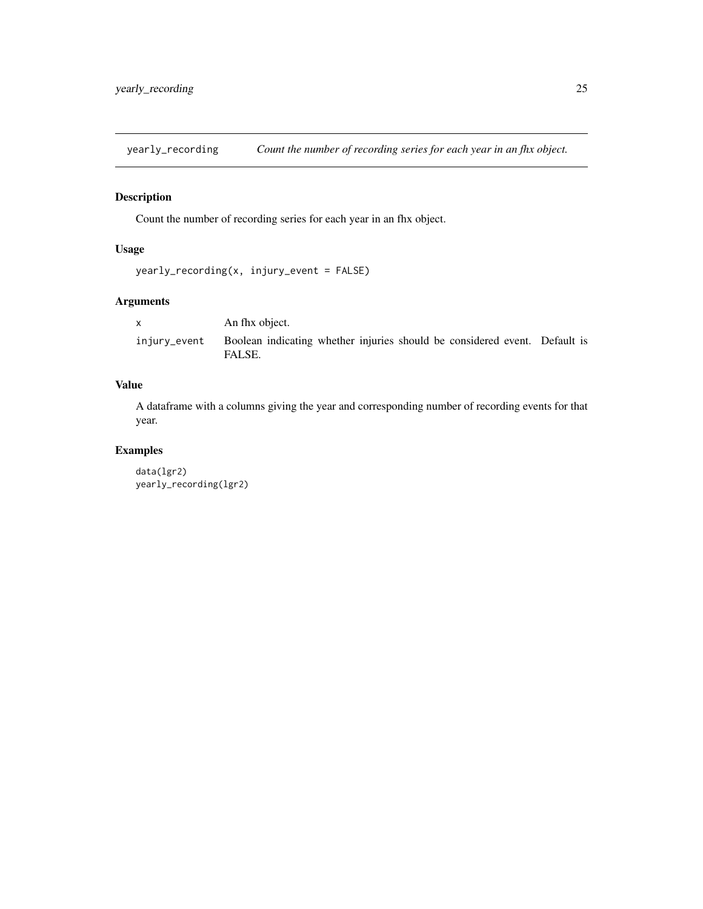# yearly_recording — *Count the number of recording series for each year in an fhx object.*

## Description

Count the number of recording series for each year in an fhx object.

## Usage

```
yearly_recording(x, injury_event = FALSE)
```

## Arguments

| | |
|---|---|
| `x` | An fhx object. |
| `injury_event` | Boolean indicating whether injuries should be considered event. Default is FALSE. |

## Value

A dataframe with a columns giving the year and corresponding number of recording events for that year.

## Examples

```
data(lgr2)
yearly_recording(lgr2)
```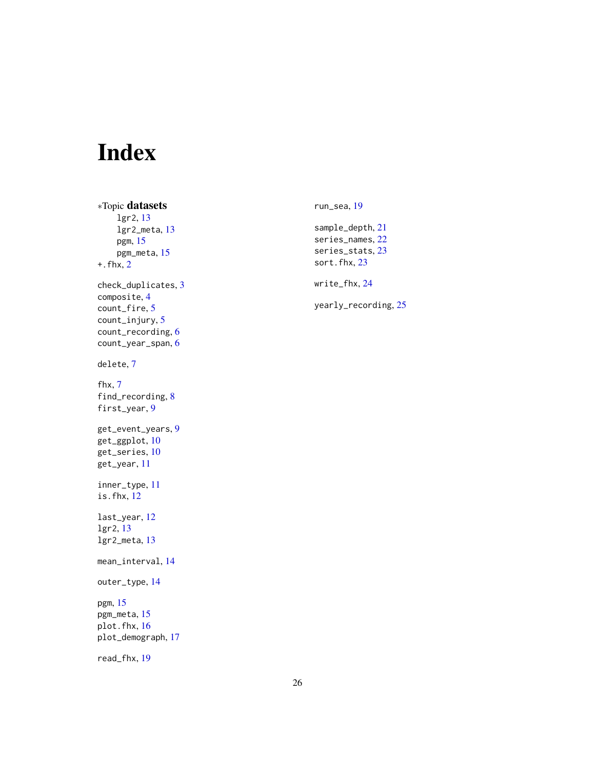# Index

*Topic **datasets**
  lgr2, 13
  lgr2_meta, 13
  pgm, 15
  pgm_meta, 15
+.fhx, 2

check_duplicates, 3
composite, 4
count_fire, 5
count_injury, 5
count_recording, 6
count_year_span, 6

delete, 7

fhx, 7
find_recording, 8
first_year, 9

get_event_years, 9
get_ggplot, 10
get_series, 10
get_year, 11

inner_type, 11
is.fhx, 12

last_year, 12
lgr2, 13
lgr2_meta, 13

mean_interval, 14

outer_type, 14

pgm, 15
pgm_meta, 15
plot.fhx, 16
plot_demograph, 17

read_fhx, 19
run_sea, 19

sample_depth, 21
series_names, 22
series_stats, 23
sort.fhx, 23

write_fhx, 24

yearly_recording, 25